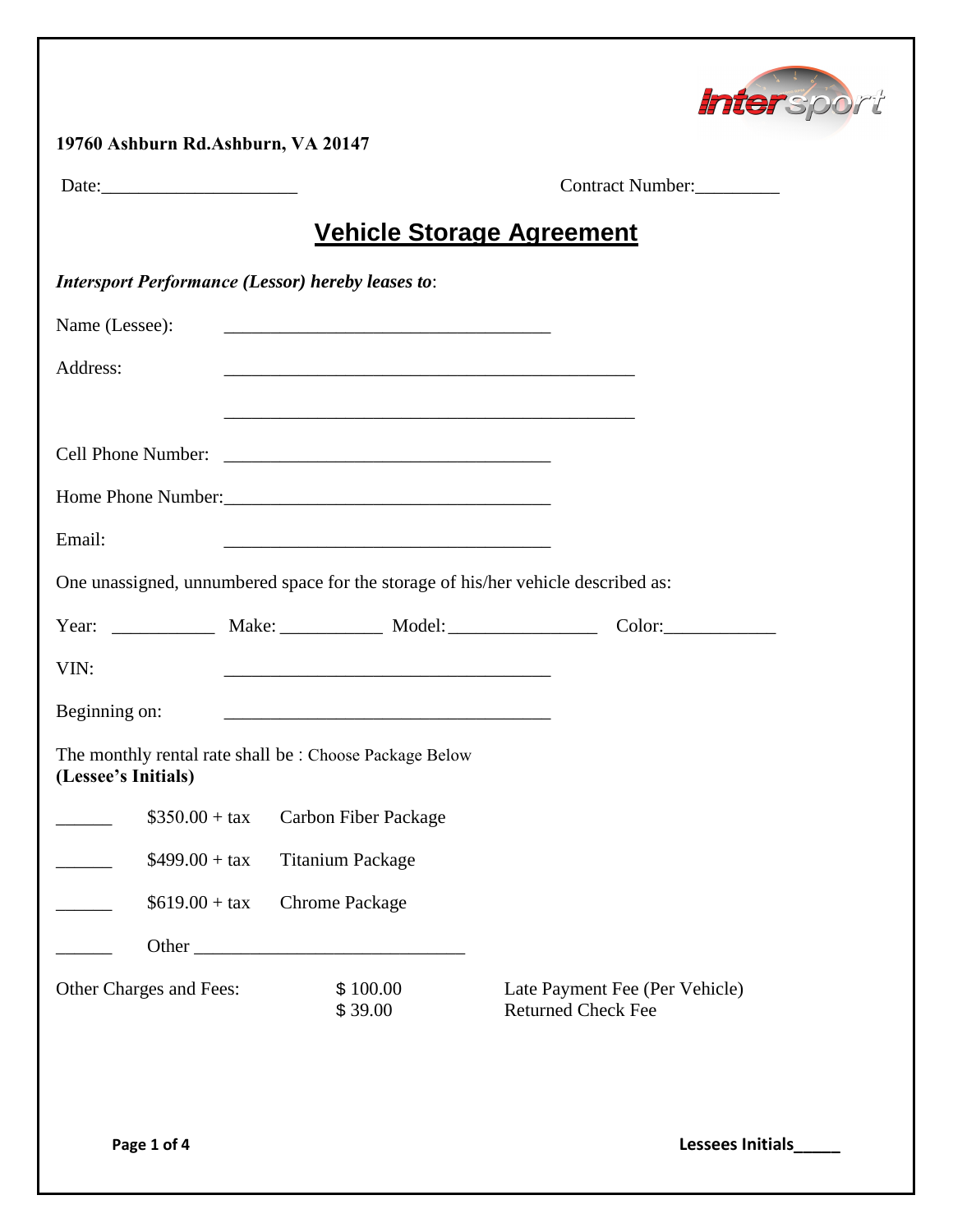**19760 Ashburn Rd.Ashburn, VA 20147**

Date:____________________ Contract Number:_________

# Vehicle Storage Agreement

***Intersport Performance (Lessor) hereby leases to***:

Name (Lessee): ___________________________________

Address: ____________________________________________

____________________________________________

Cell Phone Number: ___________________________________

Home Phone Number:___________________________________

Email: ___________________________________

One unassigned, unnumbered space for the storage of his/her vehicle described as:

Year: ___________ Make: ___________ Model:________________ Color:____________

VIN: ___________________________________

Beginning on: ___________________________________

The monthly rental rate shall be : Choose Package Below
**(Lessee's Initials)**

______ $350.00 + tax Carbon Fiber Package

______ $499.00 + tax Titanium Package

______ $619.00 + tax Chrome Package

______ Other _____________________________

| Other Charges and Fees: | $ 100.00 | Late Payment Fee (Per Vehicle) |
|---|---|---|
| | $ 39.00 | Returned Check Fee |

**Lessees Initials_____**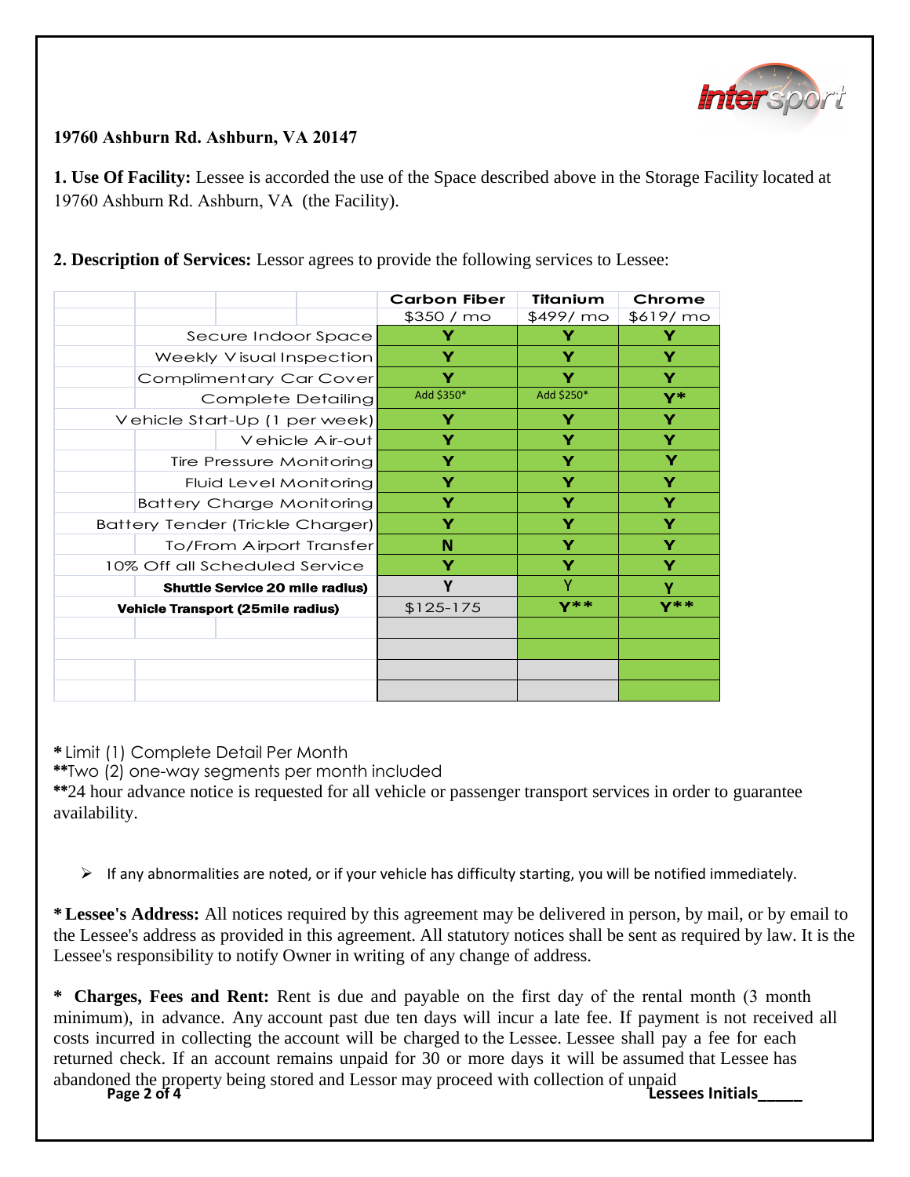19760 Ashburn Rd. Ashburn, VA 20147

**1. Use Of Facility:** Lessee is accorded the use of the Space described above in the Storage Facility located at 19760 Ashburn Rd. Ashburn, VA (the Facility).

**2. Description of Services:** Lessor agrees to provide the following services to Lessee:

| | Carbon Fiber | Titanium | Chrome |
|---|---|---|---|
| | $350 / mo | $499/ mo | $619/ mo |
| Secure Indoor Space | Y | Y | Y |
| Weekly Visual Inspection | Y | Y | Y |
| Complimentary Car Cover | Y | Y | Y |
| Complete Detailing | Add $350* | Add $250* | Y* |
| Vehicle Start-Up (1 per week) | Y | Y | Y |
| Vehicle Air-out | Y | Y | Y |
| Tire Pressure Monitoring | Y | Y | Y |
| Fluid Level Monitoring | Y | Y | Y |
| Battery Charge Monitoring | Y | Y | Y |
| Battery Tender (Trickle Charger) | Y | Y | Y |
| To/From Airport Transfer | N | Y | Y |
| 10% Off all Scheduled Service | Y | Y | Y |
| **Shuttle Service 20 mile radius)** | Y | Y | Y |
| **Vehicle Transport (25mile radius)** | $125-175 | Y** | Y** |

**\*** Limit (1) Complete Detail Per Month
**\*\***Two (2) one-way segments per month included
**\*\***24 hour advance notice is requested for all vehicle or passenger transport services in order to guarantee availability.

- If any abnormalities are noted, or if your vehicle has difficulty starting, you will be notified immediately.

**\* Lessee's Address:** All notices required by this agreement may be delivered in person, by mail, or by email to the Lessee's address as provided in this agreement. All statutory notices shall be sent as required by law. It is the Lessee's responsibility to notify Owner in writing of any change of address.

**\* Charges, Fees and Rent:** Rent is due and payable on the first day of the rental month (3 month minimum), in advance. Any account past due ten days will incur a late fee. If payment is not received all costs incurred in collecting the account will be charged to the Lessee. Lessee shall pay a fee for each returned check. If an account remains unpaid for 30 or more days it will be assumed that Lessee has abandoned the property being stored and Lessor may proceed with collection of unpaid

Lessees Initials_____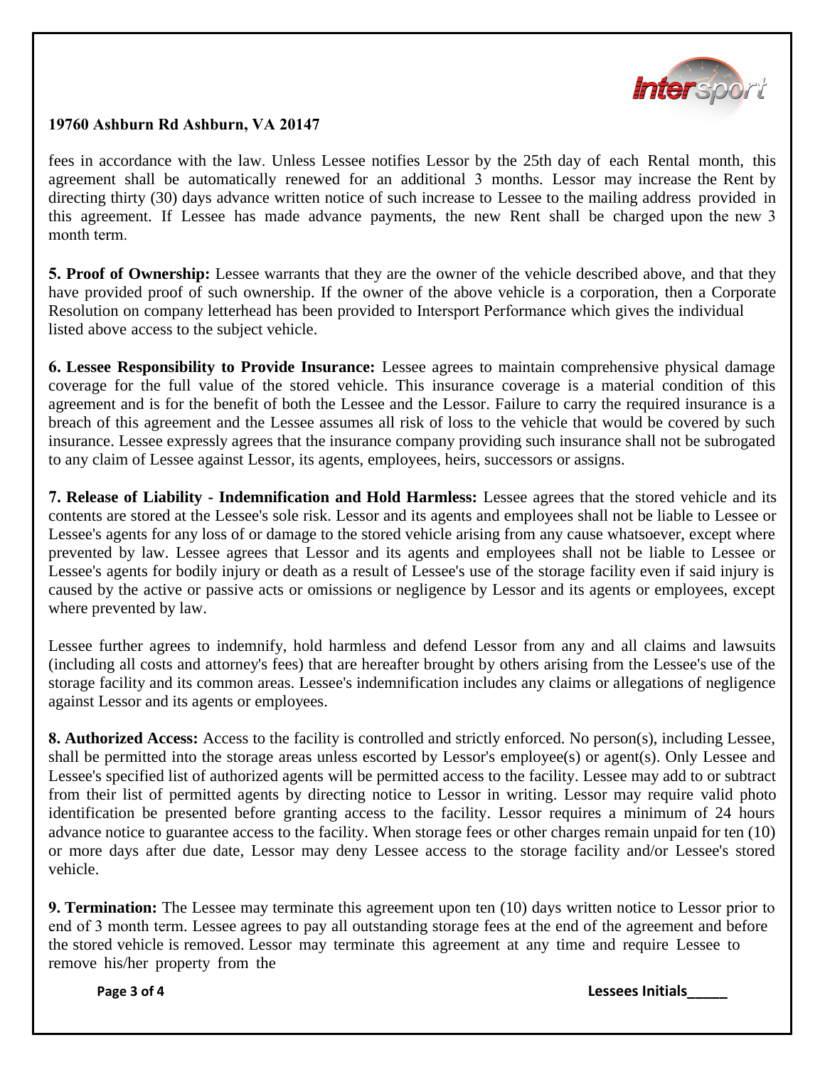**19760 Ashburn Rd Ashburn, VA 20147**

fees in accordance with the law. Unless Lessee notifies Lessor by the 25th day of each Rental month, this agreement shall be automatically renewed for an additional 3 months. Lessor may increase the Rent by directing thirty (30) days advance written notice of such increase to Lessee to the mailing address provided in this agreement. If Lessee has made advance payments, the new Rent shall be charged upon the new 3 month term.

**5. Proof of Ownership:** Lessee warrants that they are the owner of the vehicle described above, and that they have provided proof of such ownership. If the owner of the above vehicle is a corporation, then a Corporate Resolution on company letterhead has been provided to Intersport Performance which gives the individual listed above access to the subject vehicle.

**6. Lessee Responsibility to Provide Insurance:** Lessee agrees to maintain comprehensive physical damage coverage for the full value of the stored vehicle. This insurance coverage is a material condition of this agreement and is for the benefit of both the Lessee and the Lessor. Failure to carry the required insurance is a breach of this agreement and the Lessee assumes all risk of loss to the vehicle that would be covered by such insurance. Lessee expressly agrees that the insurance company providing such insurance shall not be subrogated to any claim of Lessee against Lessor, its agents, employees, heirs, successors or assigns.

**7. Release of Liability - Indemnification and Hold Harmless:** Lessee agrees that the stored vehicle and its contents are stored at the Lessee's sole risk. Lessor and its agents and employees shall not be liable to Lessee or Lessee's agents for any loss of or damage to the stored vehicle arising from any cause whatsoever, except where prevented by law. Lessee agrees that Lessor and its agents and employees shall not be liable to Lessee or Lessee's agents for bodily injury or death as a result of Lessee's use of the storage facility even if said injury is caused by the active or passive acts or omissions or negligence by Lessor and its agents or employees, except where prevented by law.

Lessee further agrees to indemnify, hold harmless and defend Lessor from any and all claims and lawsuits (including all costs and attorney's fees) that are hereafter brought by others arising from the Lessee's use of the storage facility and its common areas. Lessee's indemnification includes any claims or allegations of negligence against Lessor and its agents or employees.

**8. Authorized Access:** Access to the facility is controlled and strictly enforced. No person(s), including Lessee, shall be permitted into the storage areas unless escorted by Lessor's employee(s) or agent(s). Only Lessee and Lessee's specified list of authorized agents will be permitted access to the facility. Lessee may add to or subtract from their list of permitted agents by directing notice to Lessor in writing. Lessor may require valid photo identification be presented before granting access to the facility. Lessor requires a minimum of 24 hours advance notice to guarantee access to the facility. When storage fees or other charges remain unpaid for ten (10) or more days after due date, Lessor may deny Lessee access to the storage facility and/or Lessee's stored vehicle.

**9. Termination:** The Lessee may terminate this agreement upon ten (10) days written notice to Lessor prior to end of 3 month term. Lessee agrees to pay all outstanding storage fees at the end of the agreement and before the stored vehicle is removed. Lessor may terminate this agreement at any time and require Lessee to remove his/her property from the

**Lessees Initials_____**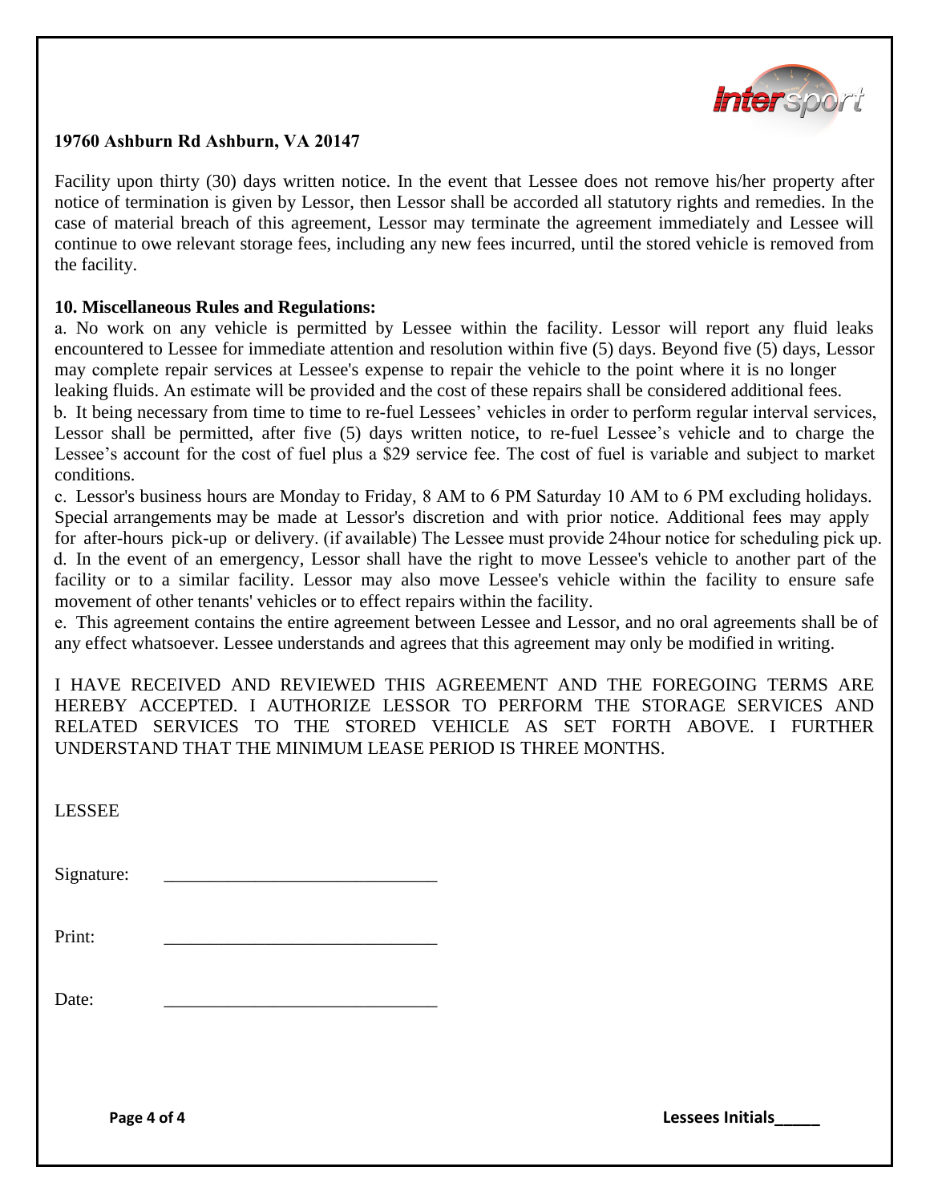**19760 Ashburn Rd Ashburn, VA 20147**

Facility upon thirty (30) days written notice. In the event that Lessee does not remove his/her property after notice of termination is given by Lessor, then Lessor shall be accorded all statutory rights and remedies. In the case of material breach of this agreement, Lessor may terminate the agreement immediately and Lessee will continue to owe relevant storage fees, including any new fees incurred, until the stored vehicle is removed from the facility.

**10. Miscellaneous Rules and Regulations:**

a. No work on any vehicle is permitted by Lessee within the facility. Lessor will report any fluid leaks encountered to Lessee for immediate attention and resolution within five (5) days. Beyond five (5) days, Lessor may complete repair services at Lessee's expense to repair the vehicle to the point where it is no longer leaking fluids. An estimate will be provided and the cost of these repairs shall be considered additional fees.

b. It being necessary from time to time to re-fuel Lessees' vehicles in order to perform regular interval services, Lessor shall be permitted, after five (5) days written notice, to re-fuel Lessee's vehicle and to charge the Lessee's account for the cost of fuel plus a $29 service fee. The cost of fuel is variable and subject to market conditions.

c. Lessor's business hours are Monday to Friday, 8 AM to 6 PM Saturday 10 AM to 6 PM excluding holidays. Special arrangements may be made at Lessor's discretion and with prior notice. Additional fees may apply for after-hours pick-up or delivery. (if available) The Lessee must provide 24hour notice for scheduling pick up.

d. In the event of an emergency, Lessor shall have the right to move Lessee's vehicle to another part of the facility or to a similar facility. Lessor may also move Lessee's vehicle within the facility to ensure safe movement of other tenants' vehicles or to effect repairs within the facility.

e. This agreement contains the entire agreement between Lessee and Lessor, and no oral agreements shall be of any effect whatsoever. Lessee understands and agrees that this agreement may only be modified in writing.

I HAVE RECEIVED AND REVIEWED THIS AGREEMENT AND THE FOREGOING TERMS ARE HEREBY ACCEPTED. I AUTHORIZE LESSOR TO PERFORM THE STORAGE SERVICES AND RELATED SERVICES TO THE STORED VEHICLE AS SET FORTH ABOVE. I FURTHER UNDERSTAND THAT THE MINIMUM LEASE PERIOD IS THREE MONTHS.

LESSEE

Signature: ______________________________

Print: ______________________________

Date: ______________________________

**Lessees Initials_____**